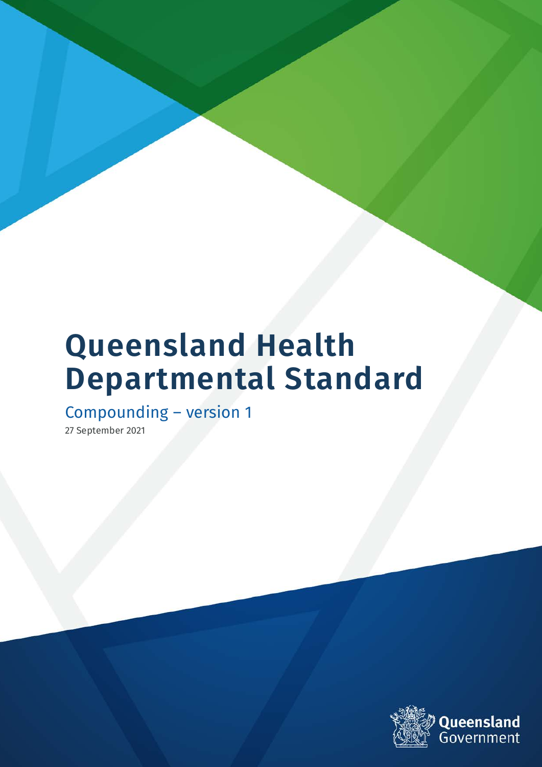# Queensland Health Departmental Standard

## Compounding – version 1

27 September 2021

Queensland Government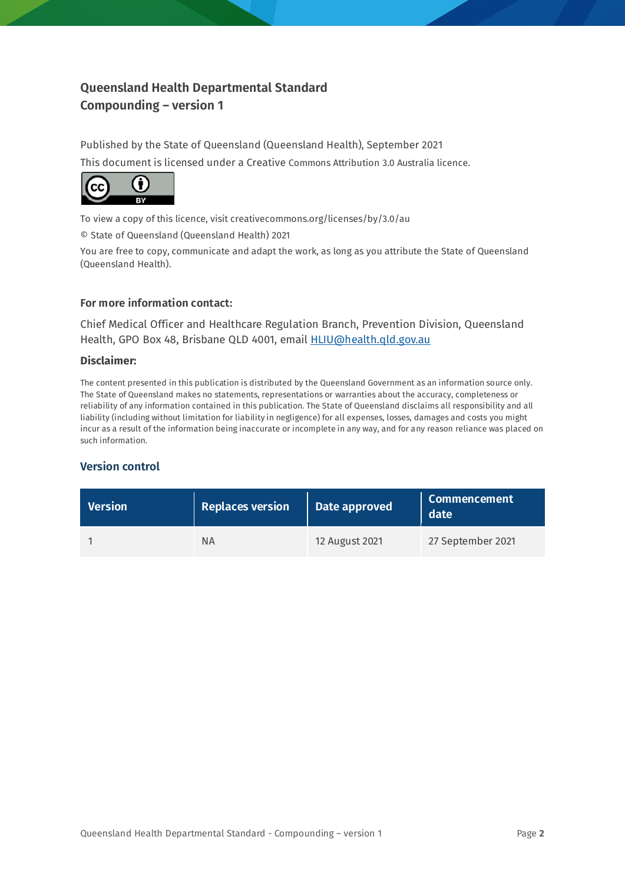**Queensland Health Departmental Standard**
**Compounding – version 1**

Published by the State of Queensland (Queensland Health), September 2021

This document is licensed under a Creative Commons Attribution 3.0 Australia licence.

To view a copy of this licence, visit creativecommons.org/licenses/by/3.0/au

© State of Queensland (Queensland Health) 2021

You are free to copy, communicate and adapt the work, as long as you attribute the State of Queensland (Queensland Health).

**For more information contact:**

Chief Medical Officer and Healthcare Regulation Branch, Prevention Division, Queensland Health, GPO Box 48, Brisbane QLD 4001, email HLIU@health.qld.gov.au

**Disclaimer:**

The content presented in this publication is distributed by the Queensland Government as an information source only. The State of Queensland makes no statements, representations or warranties about the accuracy, completeness or reliability of any information contained in this publication. The State of Queensland disclaims all responsibility and all liability (including without limitation for liability in negligence) for all expenses, losses, damages and costs you might incur as a result of the information being inaccurate or incomplete in any way, and for any reason reliance was placed on such information.

## Version control

| Version | Replaces version | Date approved | Commencement date |
|---|---|---|---|
| 1 | NA | 12 August 2021 | 27 September 2021 |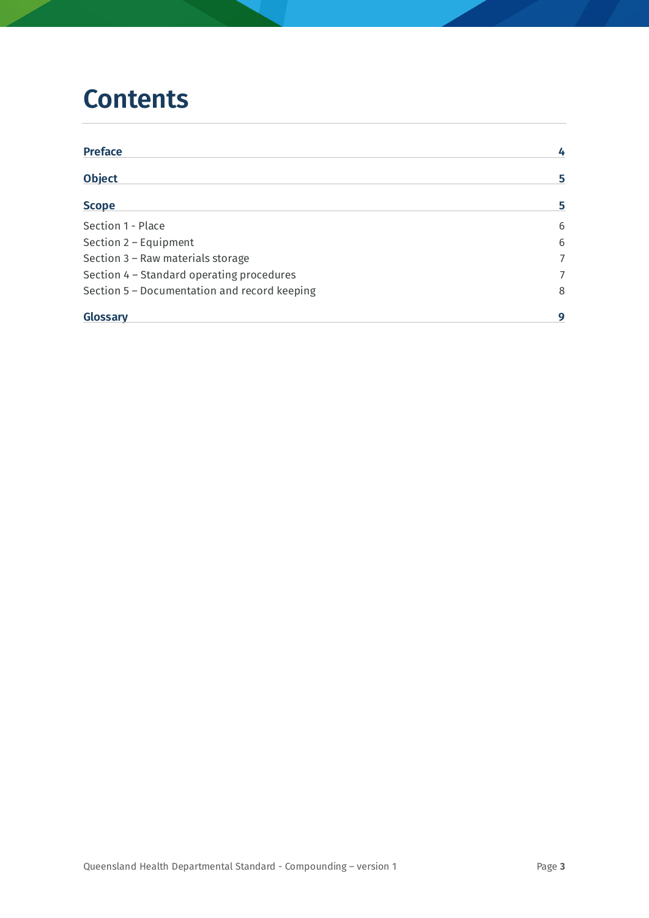# Contents

| | |
|---|---|
| **Preface** | **4** |
| **Object** | **5** |
| **Scope** | **5** |
| Section 1 - Place | 6 |
| Section 2 – Equipment | 6 |
| Section 3 – Raw materials storage | 7 |
| Section 4 – Standard operating procedures | 7 |
| Section 5 – Documentation and record keeping | 8 |
| **Glossary** | **9** |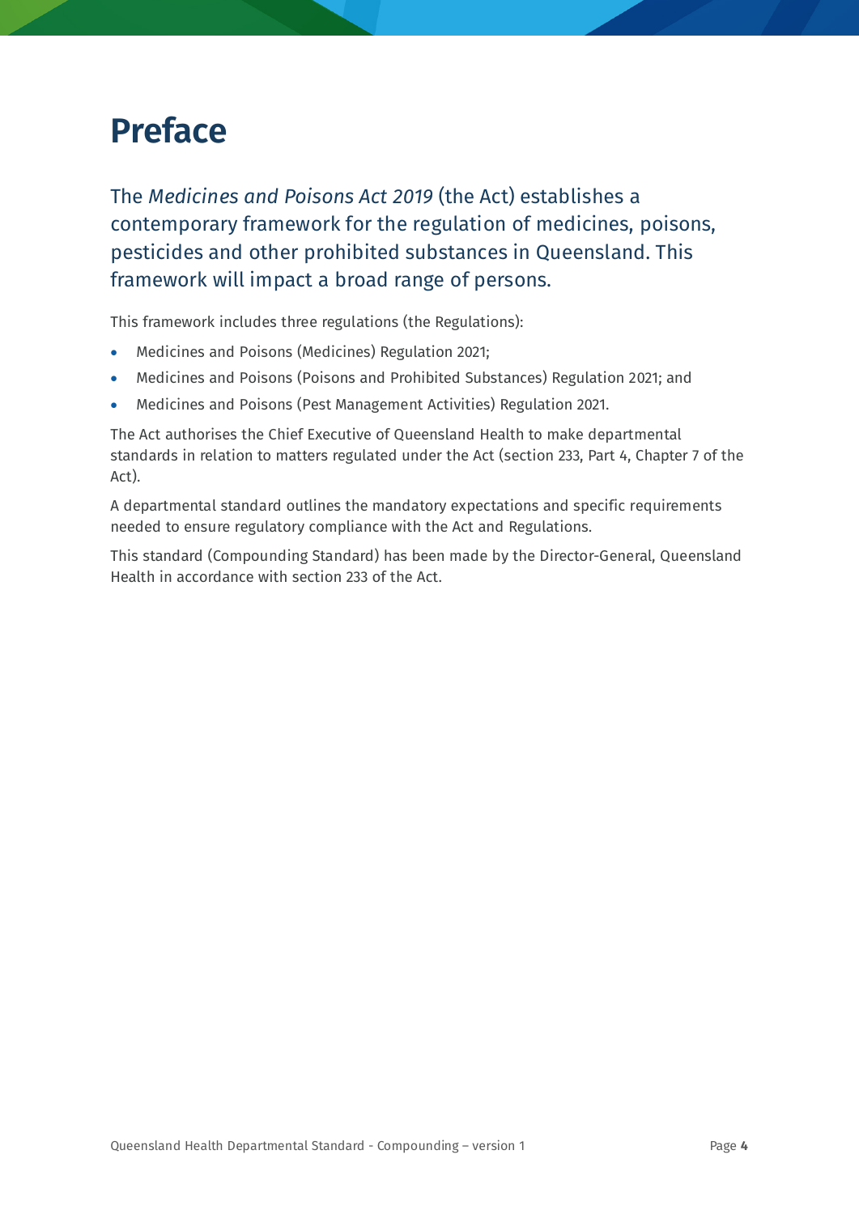# Preface

The *Medicines and Poisons Act 2019* (the Act) establishes a contemporary framework for the regulation of medicines, poisons, pesticides and other prohibited substances in Queensland. This framework will impact a broad range of persons.

This framework includes three regulations (the Regulations):

- Medicines and Poisons (Medicines) Regulation 2021;
- Medicines and Poisons (Poisons and Prohibited Substances) Regulation 2021; and
- Medicines and Poisons (Pest Management Activities) Regulation 2021.

The Act authorises the Chief Executive of Queensland Health to make departmental standards in relation to matters regulated under the Act (section 233, Part 4, Chapter 7 of the Act).

A departmental standard outlines the mandatory expectations and specific requirements needed to ensure regulatory compliance with the Act and Regulations.

This standard (Compounding Standard) has been made by the Director-General, Queensland Health in accordance with section 233 of the Act.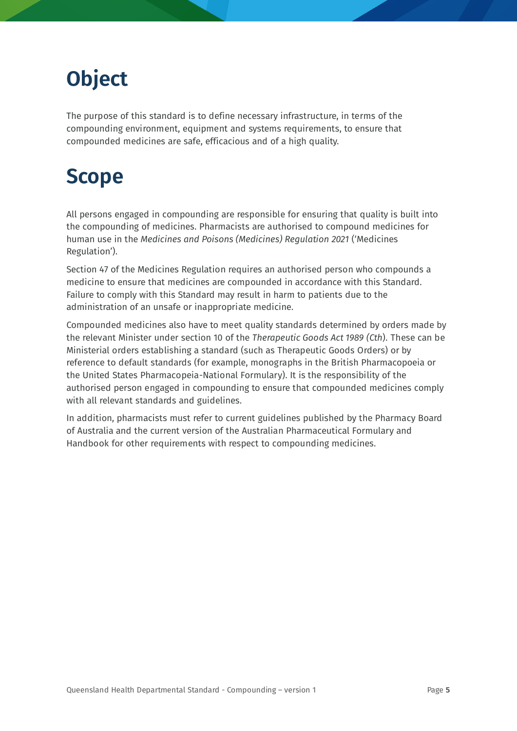# Object

The purpose of this standard is to define necessary infrastructure, in terms of the compounding environment, equipment and systems requirements, to ensure that compounded medicines are safe, efficacious and of a high quality.

# Scope

All persons engaged in compounding are responsible for ensuring that quality is built into the compounding of medicines. Pharmacists are authorised to compound medicines for human use in the *Medicines and Poisons (Medicines) Regulation 2021* ('Medicines Regulation').

Section 47 of the Medicines Regulation requires an authorised person who compounds a medicine to ensure that medicines are compounded in accordance with this Standard. Failure to comply with this Standard may result in harm to patients due to the administration of an unsafe or inappropriate medicine.

Compounded medicines also have to meet quality standards determined by orders made by the relevant Minister under section 10 of the *Therapeutic Goods Act 1989 (Cth)*. These can be Ministerial orders establishing a standard (such as Therapeutic Goods Orders) or by reference to default standards (for example, monographs in the British Pharmacopoeia or the United States Pharmacopeia-National Formulary). It is the responsibility of the authorised person engaged in compounding to ensure that compounded medicines comply with all relevant standards and guidelines.

In addition, pharmacists must refer to current guidelines published by the Pharmacy Board of Australia and the current version of the Australian Pharmaceutical Formulary and Handbook for other requirements with respect to compounding medicines.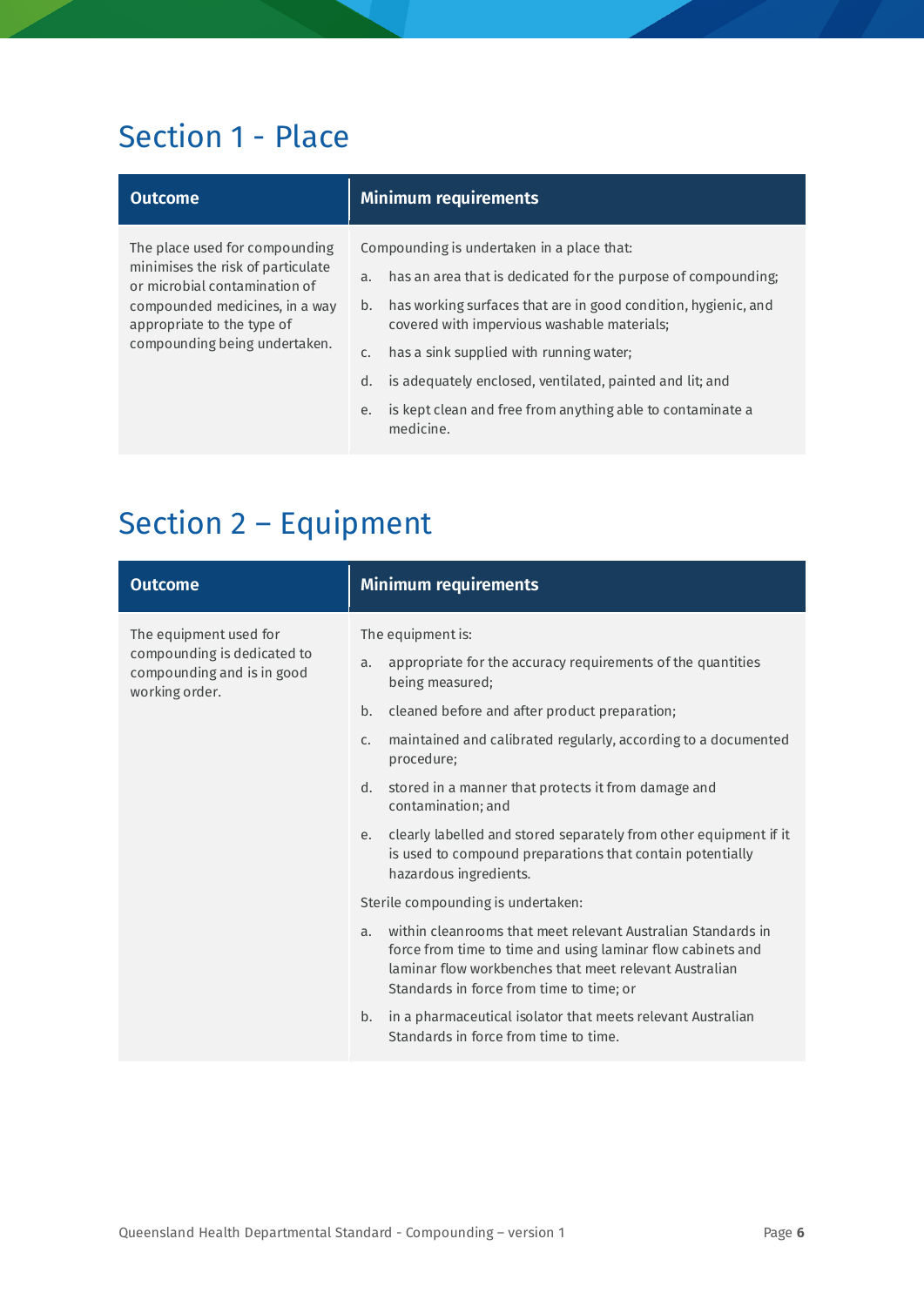## Section 1 - Place

| Outcome | Minimum requirements |
| --- | --- |
| The place used for compounding minimises the risk of particulate or microbial contamination of compounded medicines, in a way appropriate to the type of compounding being undertaken. | Compounding is undertaken in a place that:<br>a. has an area that is dedicated for the purpose of compounding;<br>b. has working surfaces that are in good condition, hygienic, and covered with impervious washable materials;<br>c. has a sink supplied with running water;<br>d. is adequately enclosed, ventilated, painted and lit; and<br>e. is kept clean and free from anything able to contaminate a medicine. |

## Section 2 – Equipment

| Outcome | Minimum requirements |
| --- | --- |
| The equipment used for compounding is dedicated to compounding and is in good working order. | The equipment is:<br>a. appropriate for the accuracy requirements of the quantities being measured;<br>b. cleaned before and after product preparation;<br>c. maintained and calibrated regularly, according to a documented procedure;<br>d. stored in a manner that protects it from damage and contamination; and<br>e. clearly labelled and stored separately from other equipment if it is used to compound preparations that contain potentially hazardous ingredients.<br>Sterile compounding is undertaken:<br>a. within cleanrooms that meet relevant Australian Standards in force from time to time and using laminar flow cabinets and laminar flow workbenches that meet relevant Australian Standards in force from time to time; or<br>b. in a pharmaceutical isolator that meets relevant Australian Standards in force from time to time. |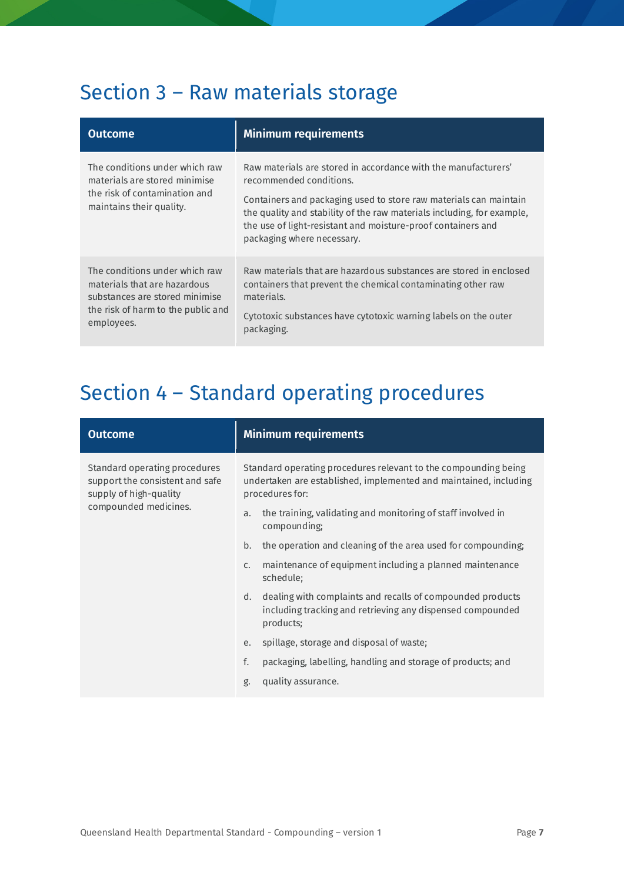## Section 3 – Raw materials storage

| Outcome | Minimum requirements |
|---|---|
| The conditions under which raw materials are stored minimise the risk of contamination and maintains their quality. | Raw materials are stored in accordance with the manufacturers' recommended conditions.<br><br>Containers and packaging used to store raw materials can maintain the quality and stability of the raw materials including, for example, the use of light-resistant and moisture-proof containers and packaging where necessary. |
| The conditions under which raw materials that are hazardous substances are stored minimise the risk of harm to the public and employees. | Raw materials that are hazardous substances are stored in enclosed containers that prevent the chemical contaminating other raw materials.<br><br>Cytotoxic substances have cytotoxic warning labels on the outer packaging. |

## Section 4 – Standard operating procedures

| Outcome | Minimum requirements |
|---|---|
| Standard operating procedures support the consistent and safe supply of high-quality compounded medicines. | Standard operating procedures relevant to the compounding being undertaken are established, implemented and maintained, including procedures for:<br><br>a. the training, validating and monitoring of staff involved in compounding;<br>b. the operation and cleaning of the area used for compounding;<br>c. maintenance of equipment including a planned maintenance schedule;<br>d. dealing with complaints and recalls of compounded products including tracking and retrieving any dispensed compounded products;<br>e. spillage, storage and disposal of waste;<br>f. packaging, labelling, handling and storage of products; and<br>g. quality assurance. |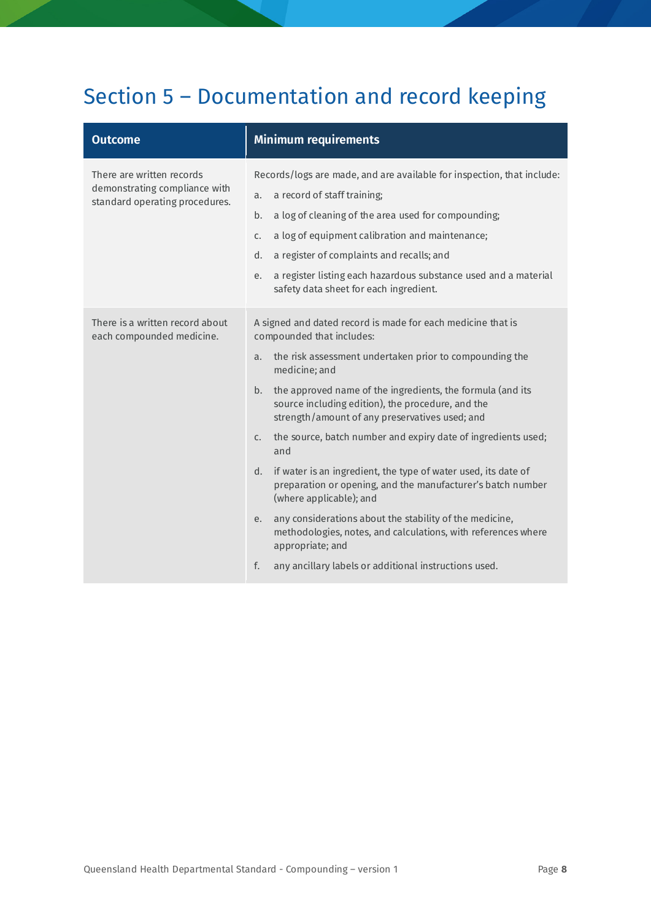# Section 5 – Documentation and record keeping

| Outcome | Minimum requirements |
|---|---|
| There are written records demonstrating compliance with standard operating procedures. | Records/logs are made, and are available for inspection, that include:<br>a. a record of staff training;<br>b. a log of cleaning of the area used for compounding;<br>c. a log of equipment calibration and maintenance;<br>d. a register of complaints and recalls; and<br>e. a register listing each hazardous substance used and a material safety data sheet for each ingredient. |
| There is a written record about each compounded medicine. | A signed and dated record is made for each medicine that is compounded that includes:<br>a. the risk assessment undertaken prior to compounding the medicine; and<br>b. the approved name of the ingredients, the formula (and its source including edition), the procedure, and the strength/amount of any preservatives used; and<br>c. the source, batch number and expiry date of ingredients used; and<br>d. if water is an ingredient, the type of water used, its date of preparation or opening, and the manufacturer's batch number (where applicable); and<br>e. any considerations about the stability of the medicine, methodologies, notes, and calculations, with references where appropriate; and<br>f. any ancillary labels or additional instructions used. |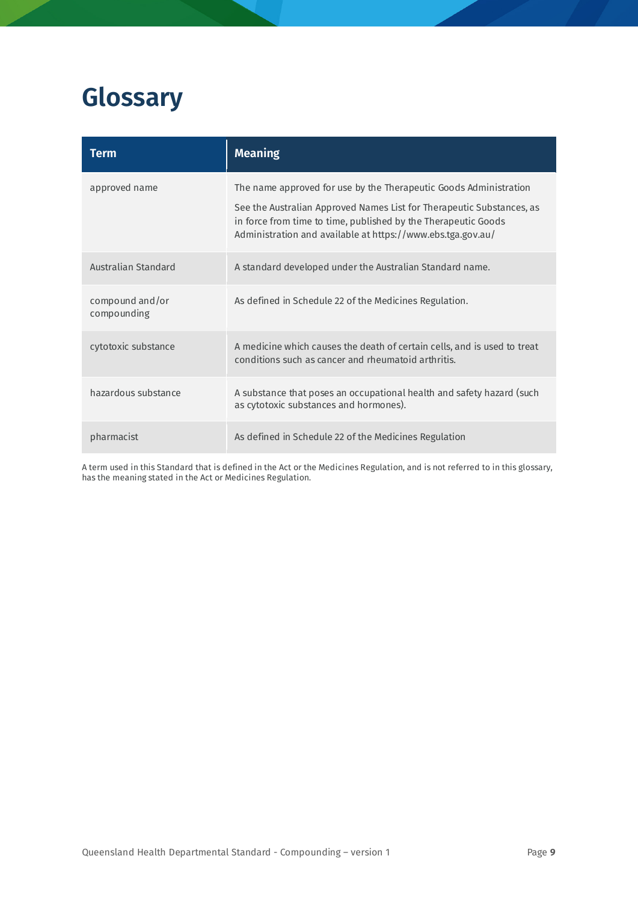# Glossary

| Term | Meaning |
| --- | --- |
| approved name | The name approved for use by the Therapeutic Goods Administration<br><br>See the Australian Approved Names List for Therapeutic Substances, as in force from time to time, published by the Therapeutic Goods Administration and available at https://www.ebs.tga.gov.au/ |
| Australian Standard | A standard developed under the Australian Standard name. |
| compound and/or compounding | As defined in Schedule 22 of the Medicines Regulation. |
| cytotoxic substance | A medicine which causes the death of certain cells, and is used to treat conditions such as cancer and rheumatoid arthritis. |
| hazardous substance | A substance that poses an occupational health and safety hazard (such as cytotoxic substances and hormones). |
| pharmacist | As defined in Schedule 22 of the Medicines Regulation |

A term used in this Standard that is defined in the Act or the Medicines Regulation, and is not referred to in this glossary, has the meaning stated in the Act or Medicines Regulation.